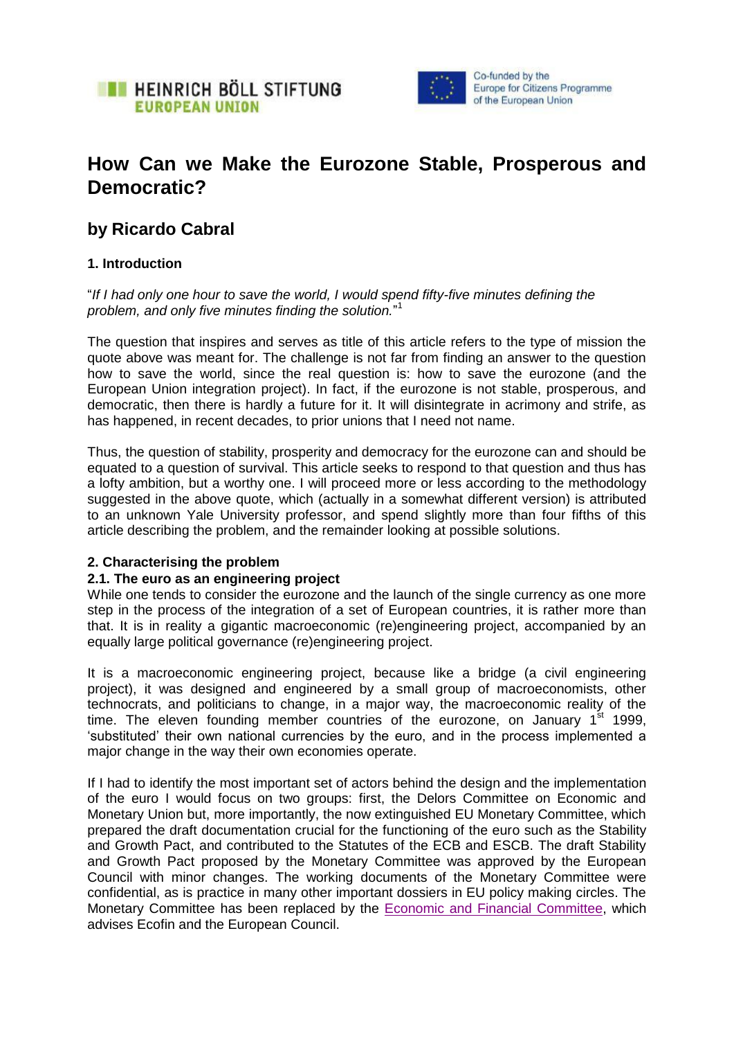HEINRICH BÖLL STIFTUNG EUROPEAN UNION

Co-funded by the Europe for Citizens Programme of the European Union

# How Can we Make the Eurozone Stable, Prosperous and Democratic?

## by Ricardo Cabral

### 1. Introduction

"*If I had only one hour to save the world, I would spend fifty-five minutes defining the problem, and only five minutes finding the solution.*"[1]

The question that inspires and serves as title of this article refers to the type of mission the quote above was meant for. The challenge is not far from finding an answer to the question how to save the world, since the real question is: how to save the eurozone (and the European Union integration project). In fact, if the eurozone is not stable, prosperous, and democratic, then there is hardly a future for it. It will disintegrate in acrimony and strife, as has happened, in recent decades, to prior unions that I need not name.

Thus, the question of stability, prosperity and democracy for the eurozone can and should be equated to a question of survival. This article seeks to respond to that question and thus has a lofty ambition, but a worthy one. I will proceed more or less according to the methodology suggested in the above quote, which (actually in a somewhat different version) is attributed to an unknown Yale University professor, and spend slightly more than four fifths of this article describing the problem, and the remainder looking at possible solutions.

### 2. Characterising the problem

#### 2.1. The euro as an engineering project

While one tends to consider the eurozone and the launch of the single currency as one more step in the process of the integration of a set of European countries, it is rather more than that. It is in reality a gigantic macroeconomic (re)engineering project, accompanied by an equally large political governance (re)engineering project.

It is a macroeconomic engineering project, because like a bridge (a civil engineering project), it was designed and engineered by a small group of macroeconomists, other technocrats, and politicians to change, in a major way, the macroeconomic reality of the time. The eleven founding member countries of the eurozone, on January 1st 1999, 'substituted' their own national currencies by the euro, and in the process implemented a major change in the way their own economies operate.

If I had to identify the most important set of actors behind the design and the implementation of the euro I would focus on two groups: first, the Delors Committee on Economic and Monetary Union but, more importantly, the now extinguished EU Monetary Committee, which prepared the draft documentation crucial for the functioning of the euro such as the Stability and Growth Pact, and contributed to the Statutes of the ECB and ESCB. The draft Stability and Growth Pact proposed by the Monetary Committee was approved by the European Council with minor changes. The working documents of the Monetary Committee were confidential, as is practice in many other important dossiers in EU policy making circles. The Monetary Committee has been replaced by the Economic and Financial Committee, which advises Ecofin and the European Council.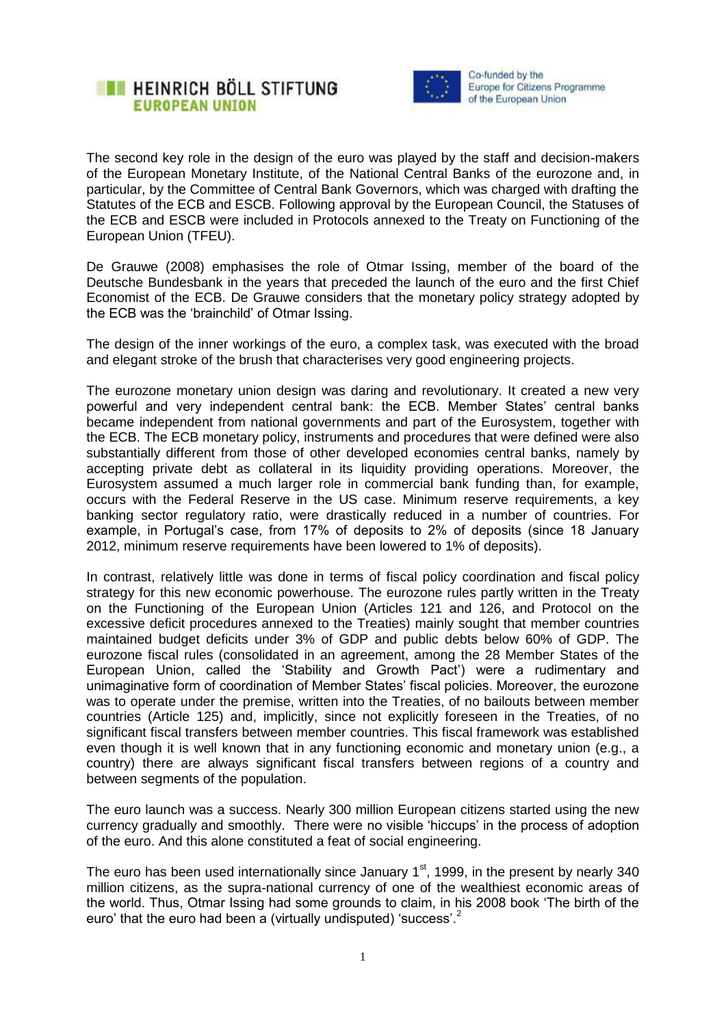The second key role in the design of the euro was played by the staff and decision-makers of the European Monetary Institute, of the National Central Banks of the eurozone and, in particular, by the Committee of Central Bank Governors, which was charged with drafting the Statutes of the ECB and ESCB. Following approval by the European Council, the Statuses of the ECB and ESCB were included in Protocols annexed to the Treaty on Functioning of the European Union (TFEU).

De Grauwe (2008) emphasises the role of Otmar Issing, member of the board of the Deutsche Bundesbank in the years that preceded the launch of the euro and the first Chief Economist of the ECB. De Grauwe considers that the monetary policy strategy adopted by the ECB was the 'brainchild' of Otmar Issing.

The design of the inner workings of the euro, a complex task, was executed with the broad and elegant stroke of the brush that characterises very good engineering projects.

The eurozone monetary union design was daring and revolutionary. It created a new very powerful and very independent central bank: the ECB. Member States' central banks became independent from national governments and part of the Eurosystem, together with the ECB. The ECB monetary policy, instruments and procedures that were defined were also substantially different from those of other developed economies central banks, namely by accepting private debt as collateral in its liquidity providing operations. Moreover, the Eurosystem assumed a much larger role in commercial bank funding than, for example, occurs with the Federal Reserve in the US case. Minimum reserve requirements, a key banking sector regulatory ratio, were drastically reduced in a number of countries. For example, in Portugal's case, from 17% of deposits to 2% of deposits (since 18 January 2012, minimum reserve requirements have been lowered to 1% of deposits).

In contrast, relatively little was done in terms of fiscal policy coordination and fiscal policy strategy for this new economic powerhouse. The eurozone rules partly written in the Treaty on the Functioning of the European Union (Articles 121 and 126, and Protocol on the excessive deficit procedures annexed to the Treaties) mainly sought that member countries maintained budget deficits under 3% of GDP and public debts below 60% of GDP. The eurozone fiscal rules (consolidated in an agreement, among the 28 Member States of the European Union, called the 'Stability and Growth Pact') were a rudimentary and unimaginative form of coordination of Member States' fiscal policies. Moreover, the eurozone was to operate under the premise, written into the Treaties, of no bailouts between member countries (Article 125) and, implicitly, since not explicitly foreseen in the Treaties, of no significant fiscal transfers between member countries. This fiscal framework was established even though it is well known that in any functioning economic and monetary union (e.g., a country) there are always significant fiscal transfers between regions of a country and between segments of the population.

The euro launch was a success. Nearly 300 million European citizens started using the new currency gradually and smoothly. There were no visible 'hiccups' in the process of adoption of the euro. And this alone constituted a feat of social engineering.

The euro has been used internationally since January 1st, 1999, in the present by nearly 340 million citizens, as the supra-national currency of one of the wealthiest economic areas of the world. Thus, Otmar Issing had some grounds to claim, in his 2008 book 'The birth of the euro' that the euro had been a (virtually undisputed) 'success'.[2]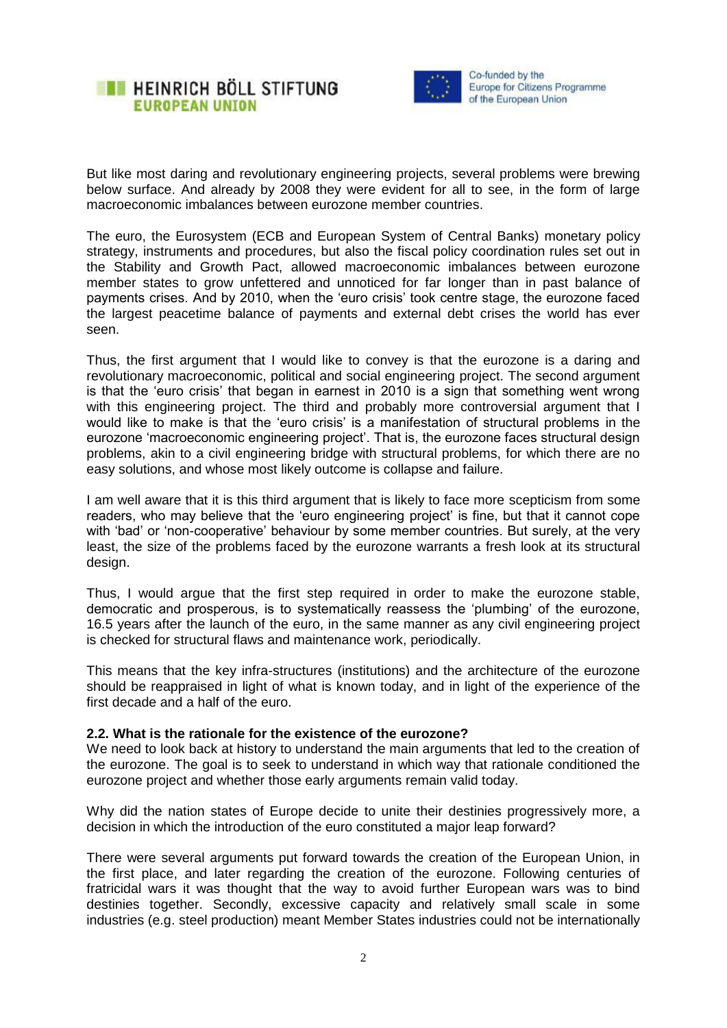But like most daring and revolutionary engineering projects, several problems were brewing below surface. And already by 2008 they were evident for all to see, in the form of large macroeconomic imbalances between eurozone member countries.

The euro, the Eurosystem (ECB and European System of Central Banks) monetary policy strategy, instruments and procedures, but also the fiscal policy coordination rules set out in the Stability and Growth Pact, allowed macroeconomic imbalances between eurozone member states to grow unfettered and unnoticed for far longer than in past balance of payments crises. And by 2010, when the 'euro crisis' took centre stage, the eurozone faced the largest peacetime balance of payments and external debt crises the world has ever seen.

Thus, the first argument that I would like to convey is that the eurozone is a daring and revolutionary macroeconomic, political and social engineering project. The second argument is that the 'euro crisis' that began in earnest in 2010 is a sign that something went wrong with this engineering project. The third and probably more controversial argument that I would like to make is that the 'euro crisis' is a manifestation of structural problems in the eurozone 'macroeconomic engineering project'. That is, the eurozone faces structural design problems, akin to a civil engineering bridge with structural problems, for which there are no easy solutions, and whose most likely outcome is collapse and failure.

I am well aware that it is this third argument that is likely to face more scepticism from some readers, who may believe that the 'euro engineering project' is fine, but that it cannot cope with 'bad' or 'non-cooperative' behaviour by some member countries. But surely, at the very least, the size of the problems faced by the eurozone warrants a fresh look at its structural design.

Thus, I would argue that the first step required in order to make the eurozone stable, democratic and prosperous, is to systematically reassess the 'plumbing' of the eurozone, 16.5 years after the launch of the euro, in the same manner as any civil engineering project is checked for structural flaws and maintenance work, periodically.

This means that the key infra-structures (institutions) and the architecture of the eurozone should be reappraised in light of what is known today, and in light of the experience of the first decade and a half of the euro.

### 2.2. What is the rationale for the existence of the eurozone?

We need to look back at history to understand the main arguments that led to the creation of the eurozone. The goal is to seek to understand in which way that rationale conditioned the eurozone project and whether those early arguments remain valid today.

Why did the nation states of Europe decide to unite their destinies progressively more, a decision in which the introduction of the euro constituted a major leap forward?

There were several arguments put forward towards the creation of the European Union, in the first place, and later regarding the creation of the eurozone. Following centuries of fratricidal wars it was thought that the way to avoid further European wars was to bind destinies together. Secondly, excessive capacity and relatively small scale in some industries (e.g. steel production) meant Member States industries could not be internationally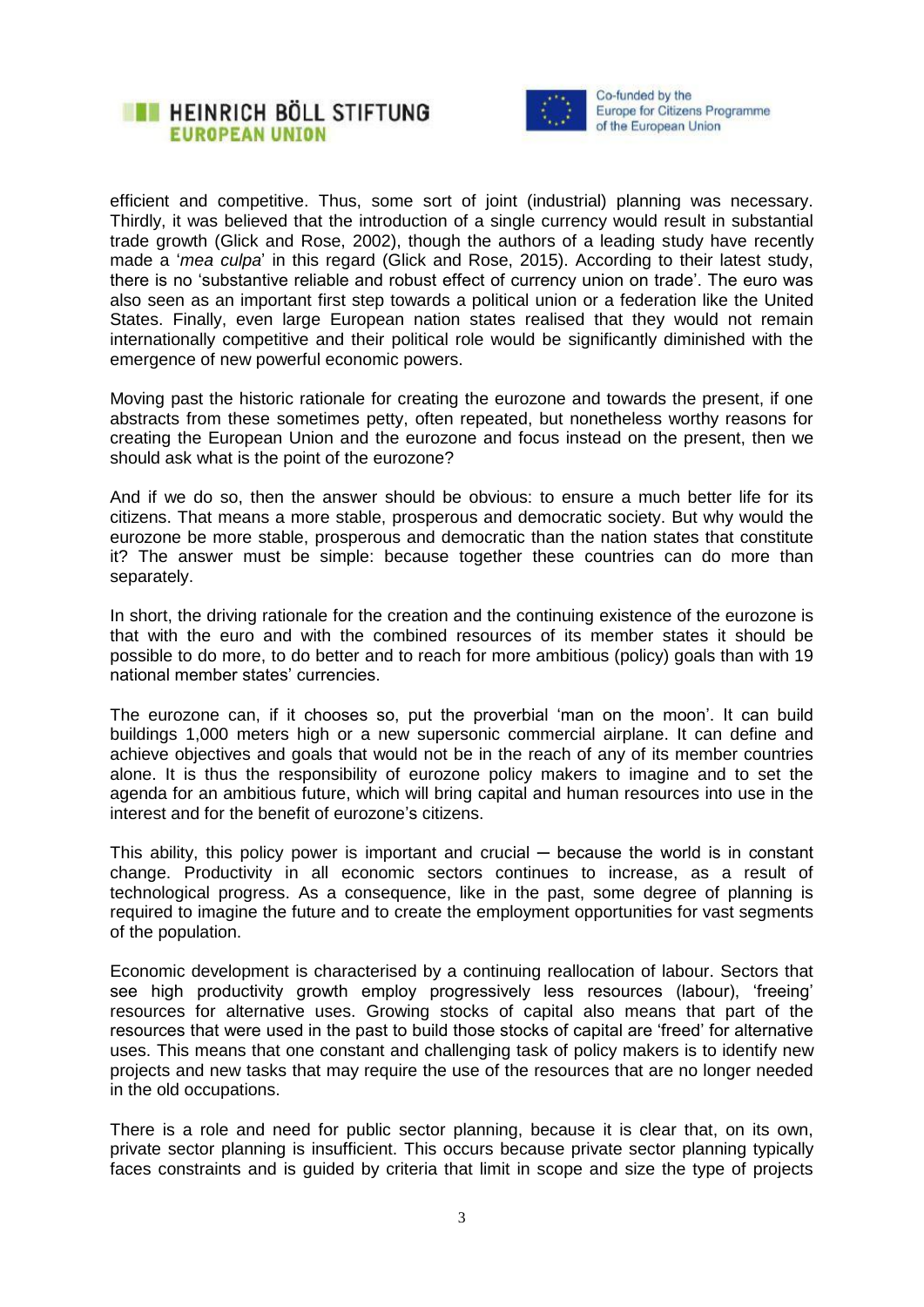efficient and competitive. Thus, some sort of joint (industrial) planning was necessary. Thirdly, it was believed that the introduction of a single currency would result in substantial trade growth (Glick and Rose, 2002), though the authors of a leading study have recently made a '*mea culpa*' in this regard (Glick and Rose, 2015). According to their latest study, there is no 'substantive reliable and robust effect of currency union on trade'. The euro was also seen as an important first step towards a political union or a federation like the United States. Finally, even large European nation states realised that they would not remain internationally competitive and their political role would be significantly diminished with the emergence of new powerful economic powers.

Moving past the historic rationale for creating the eurozone and towards the present, if one abstracts from these sometimes petty, often repeated, but nonetheless worthy reasons for creating the European Union and the eurozone and focus instead on the present, then we should ask what is the point of the eurozone?

And if we do so, then the answer should be obvious: to ensure a much better life for its citizens. That means a more stable, prosperous and democratic society. But why would the eurozone be more stable, prosperous and democratic than the nation states that constitute it? The answer must be simple: because together these countries can do more than separately.

In short, the driving rationale for the creation and the continuing existence of the eurozone is that with the euro and with the combined resources of its member states it should be possible to do more, to do better and to reach for more ambitious (policy) goals than with 19 national member states' currencies.

The eurozone can, if it chooses so, put the proverbial 'man on the moon'. It can build buildings 1,000 meters high or a new supersonic commercial airplane. It can define and achieve objectives and goals that would not be in the reach of any of its member countries alone. It is thus the responsibility of eurozone policy makers to imagine and to set the agenda for an ambitious future, which will bring capital and human resources into use in the interest and for the benefit of eurozone's citizens.

This ability, this policy power is important and crucial – because the world is in constant change. Productivity in all economic sectors continues to increase, as a result of technological progress. As a consequence, like in the past, some degree of planning is required to imagine the future and to create the employment opportunities for vast segments of the population.

Economic development is characterised by a continuing reallocation of labour. Sectors that see high productivity growth employ progressively less resources (labour), 'freeing' resources for alternative uses. Growing stocks of capital also means that part of the resources that were used in the past to build those stocks of capital are 'freed' for alternative uses. This means that one constant and challenging task of policy makers is to identify new projects and new tasks that may require the use of the resources that are no longer needed in the old occupations.

There is a role and need for public sector planning, because it is clear that, on its own, private sector planning is insufficient. This occurs because private sector planning typically faces constraints and is guided by criteria that limit in scope and size the type of projects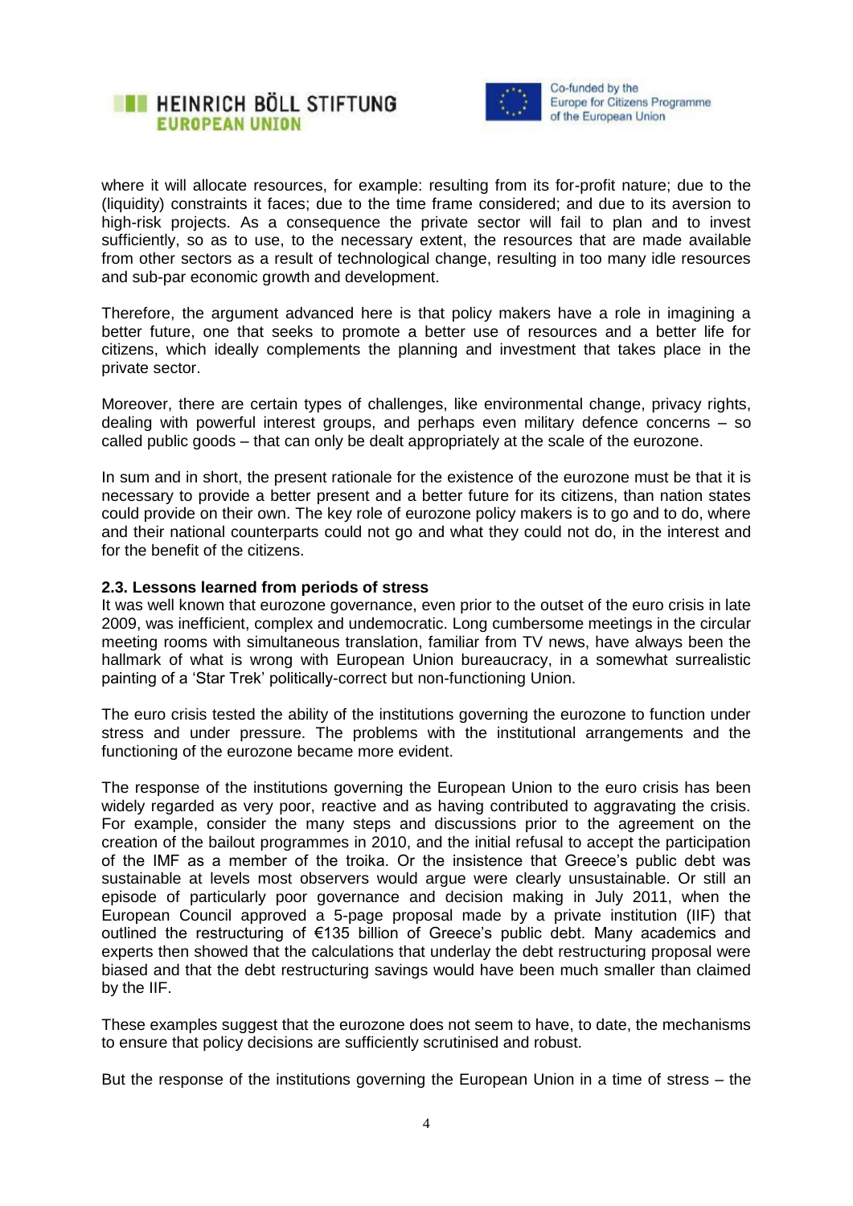where it will allocate resources, for example: resulting from its for-profit nature; due to the (liquidity) constraints it faces; due to the time frame considered; and due to its aversion to high-risk projects. As a consequence the private sector will fail to plan and to invest sufficiently, so as to use, to the necessary extent, the resources that are made available from other sectors as a result of technological change, resulting in too many idle resources and sub-par economic growth and development.

Therefore, the argument advanced here is that policy makers have a role in imagining a better future, one that seeks to promote a better use of resources and a better life for citizens, which ideally complements the planning and investment that takes place in the private sector.

Moreover, there are certain types of challenges, like environmental change, privacy rights, dealing with powerful interest groups, and perhaps even military defence concerns – so called public goods – that can only be dealt appropriately at the scale of the eurozone.

In sum and in short, the present rationale for the existence of the eurozone must be that it is necessary to provide a better present and a better future for its citizens, than nation states could provide on their own. The key role of eurozone policy makers is to go and to do, where and their national counterparts could not go and what they could not do, in the interest and for the benefit of the citizens.

### 2.3. Lessons learned from periods of stress

It was well known that eurozone governance, even prior to the outset of the euro crisis in late 2009, was inefficient, complex and undemocratic. Long cumbersome meetings in the circular meeting rooms with simultaneous translation, familiar from TV news, have always been the hallmark of what is wrong with European Union bureaucracy, in a somewhat surrealistic painting of a 'Star Trek' politically-correct but non-functioning Union.

The euro crisis tested the ability of the institutions governing the eurozone to function under stress and under pressure. The problems with the institutional arrangements and the functioning of the eurozone became more evident.

The response of the institutions governing the European Union to the euro crisis has been widely regarded as very poor, reactive and as having contributed to aggravating the crisis. For example, consider the many steps and discussions prior to the agreement on the creation of the bailout programmes in 2010, and the initial refusal to accept the participation of the IMF as a member of the troika. Or the insistence that Greece's public debt was sustainable at levels most observers would argue were clearly unsustainable. Or still an episode of particularly poor governance and decision making in July 2011, when the European Council approved a 5-page proposal made by a private institution (IIF) that outlined the restructuring of €135 billion of Greece's public debt. Many academics and experts then showed that the calculations that underlay the debt restructuring proposal were biased and that the debt restructuring savings would have been much smaller than claimed by the IIF.

These examples suggest that the eurozone does not seem to have, to date, the mechanisms to ensure that policy decisions are sufficiently scrutinised and robust.

But the response of the institutions governing the European Union in a time of stress – the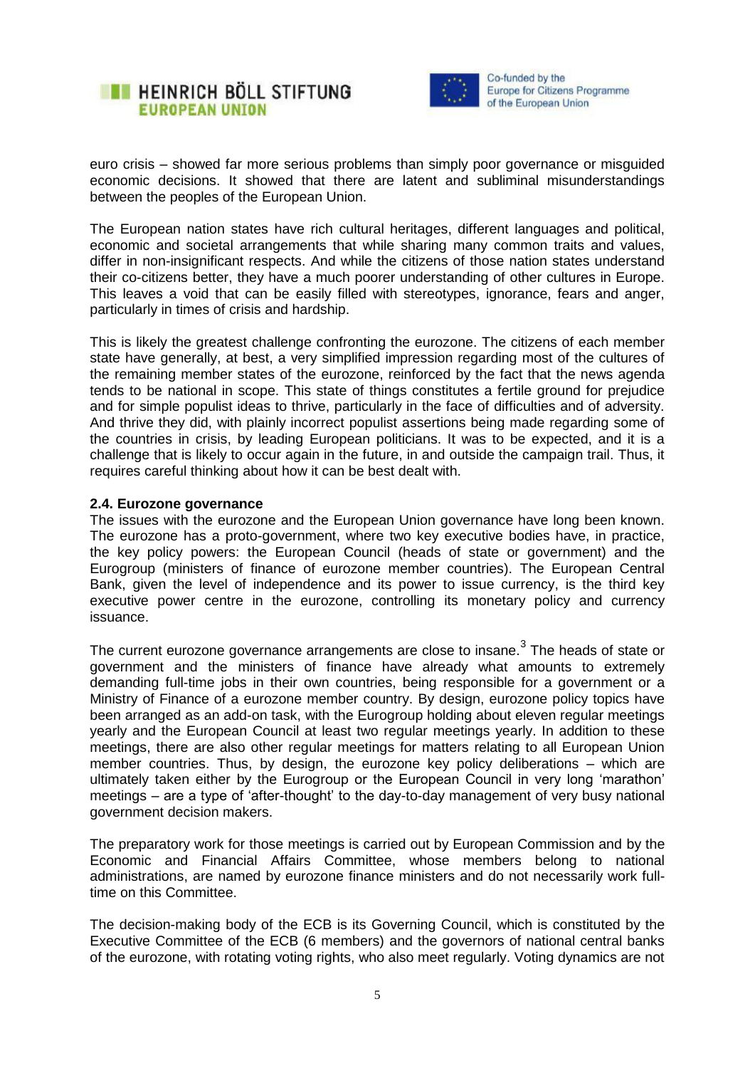euro crisis – showed far more serious problems than simply poor governance or misguided economic decisions. It showed that there are latent and subliminal misunderstandings between the peoples of the European Union.

The European nation states have rich cultural heritages, different languages and political, economic and societal arrangements that while sharing many common traits and values, differ in non-insignificant respects. And while the citizens of those nation states understand their co-citizens better, they have a much poorer understanding of other cultures in Europe. This leaves a void that can be easily filled with stereotypes, ignorance, fears and anger, particularly in times of crisis and hardship.

This is likely the greatest challenge confronting the eurozone. The citizens of each member state have generally, at best, a very simplified impression regarding most of the cultures of the remaining member states of the eurozone, reinforced by the fact that the news agenda tends to be national in scope. This state of things constitutes a fertile ground for prejudice and for simple populist ideas to thrive, particularly in the face of difficulties and of adversity. And thrive they did, with plainly incorrect populist assertions being made regarding some of the countries in crisis, by leading European politicians. It was to be expected, and it is a challenge that is likely to occur again in the future, in and outside the campaign trail. Thus, it requires careful thinking about how it can be best dealt with.

### 2.4. Eurozone governance

The issues with the eurozone and the European Union governance have long been known. The eurozone has a proto-government, where two key executive bodies have, in practice, the key policy powers: the European Council (heads of state or government) and the Eurogroup (ministers of finance of eurozone member countries). The European Central Bank, given the level of independence and its power to issue currency, is the third key executive power centre in the eurozone, controlling its monetary policy and currency issuance.

The current eurozone governance arrangements are close to insane.[3] The heads of state or government and the ministers of finance have already what amounts to extremely demanding full-time jobs in their own countries, being responsible for a government or a Ministry of Finance of a eurozone member country. By design, eurozone policy topics have been arranged as an add-on task, with the Eurogroup holding about eleven regular meetings yearly and the European Council at least two regular meetings yearly. In addition to these meetings, there are also other regular meetings for matters relating to all European Union member countries. Thus, by design, the eurozone key policy deliberations – which are ultimately taken either by the Eurogroup or the European Council in very long 'marathon' meetings – are a type of 'after-thought' to the day-to-day management of very busy national government decision makers.

The preparatory work for those meetings is carried out by European Commission and by the Economic and Financial Affairs Committee, whose members belong to national administrations, are named by eurozone finance ministers and do not necessarily work full-time on this Committee.

The decision-making body of the ECB is its Governing Council, which is constituted by the Executive Committee of the ECB (6 members) and the governors of national central banks of the eurozone, with rotating voting rights, who also meet regularly. Voting dynamics are not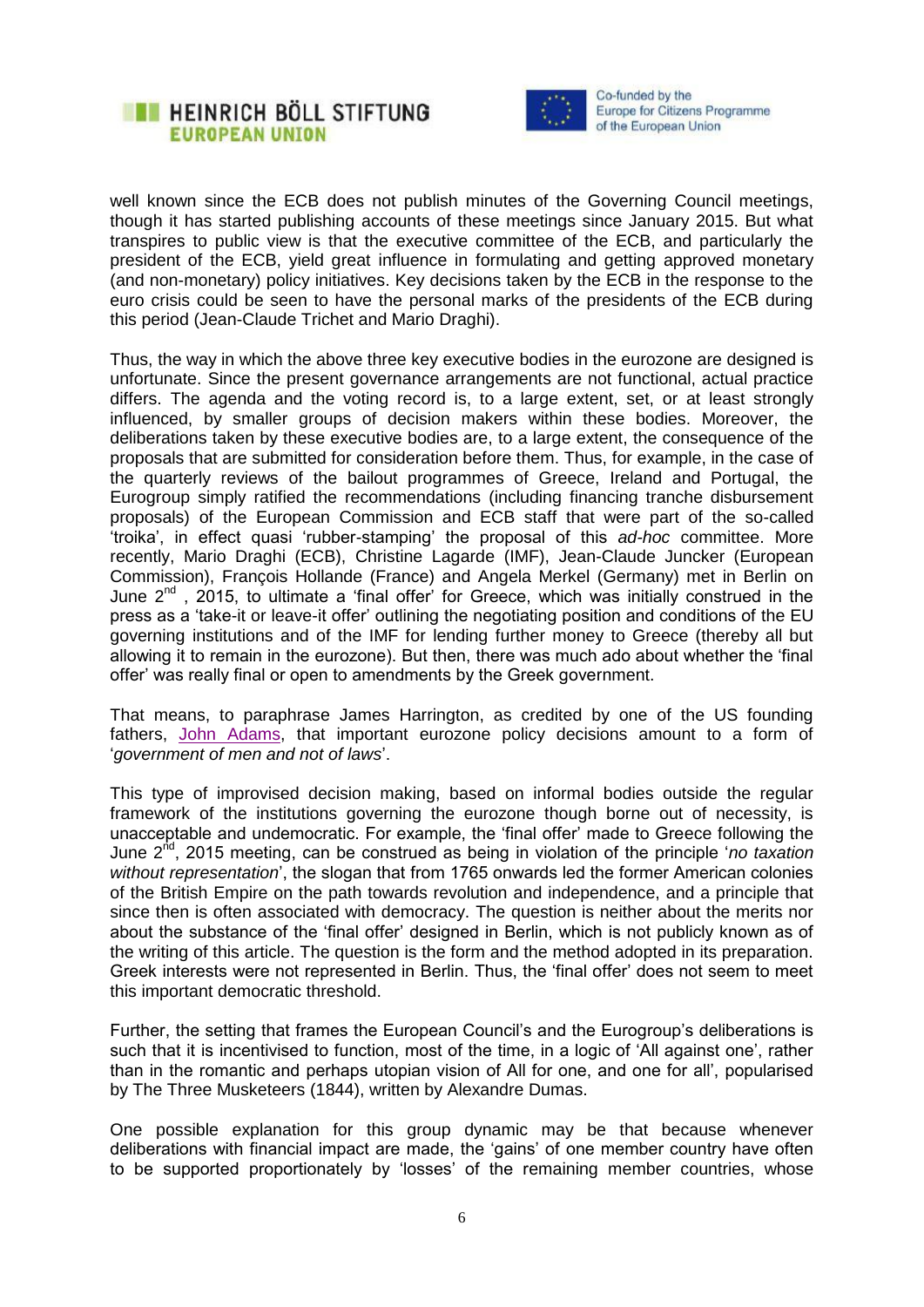well known since the ECB does not publish minutes of the Governing Council meetings, though it has started publishing accounts of these meetings since January 2015. But what transpires to public view is that the executive committee of the ECB, and particularly the president of the ECB, yield great influence in formulating and getting approved monetary (and non-monetary) policy initiatives. Key decisions taken by the ECB in the response to the euro crisis could be seen to have the personal marks of the presidents of the ECB during this period (Jean-Claude Trichet and Mario Draghi).

Thus, the way in which the above three key executive bodies in the eurozone are designed is unfortunate. Since the present governance arrangements are not functional, actual practice differs. The agenda and the voting record is, to a large extent, set, or at least strongly influenced, by smaller groups of decision makers within these bodies. Moreover, the deliberations taken by these executive bodies are, to a large extent, the consequence of the proposals that are submitted for consideration before them. Thus, for example, in the case of the quarterly reviews of the bailout programmes of Greece, Ireland and Portugal, the Eurogroup simply ratified the recommendations (including financing tranche disbursement proposals) of the European Commission and ECB staff that were part of the so-called 'troika', in effect quasi 'rubber-stamping' the proposal of this *ad-hoc* committee. More recently, Mario Draghi (ECB), Christine Lagarde (IMF), Jean-Claude Juncker (European Commission), François Hollande (France) and Angela Merkel (Germany) met in Berlin on June 2nd , 2015, to ultimate a 'final offer' for Greece, which was initially construed in the press as a 'take-it or leave-it offer' outlining the negotiating position and conditions of the EU governing institutions and of the IMF for lending further money to Greece (thereby all but allowing it to remain in the eurozone). But then, there was much ado about whether the 'final offer' was really final or open to amendments by the Greek government.

That means, to paraphrase James Harrington, as credited by one of the US founding fathers, John Adams, that important eurozone policy decisions amount to a form of '*government of men and not of laws*'.

This type of improvised decision making, based on informal bodies outside the regular framework of the institutions governing the eurozone though borne out of necessity, is unacceptable and undemocratic. For example, the 'final offer' made to Greece following the June 2nd, 2015 meeting, can be construed as being in violation of the principle '*no taxation without representation*', the slogan that from 1765 onwards led the former American colonies of the British Empire on the path towards revolution and independence, and a principle that since then is often associated with democracy. The question is neither about the merits nor about the substance of the 'final offer' designed in Berlin, which is not publicly known as of the writing of this article. The question is the form and the method adopted in its preparation. Greek interests were not represented in Berlin. Thus, the 'final offer' does not seem to meet this important democratic threshold.

Further, the setting that frames the European Council's and the Eurogroup's deliberations is such that it is incentivised to function, most of the time, in a logic of 'All against one', rather than in the romantic and perhaps utopian vision of All for one, and one for all', popularised by The Three Musketeers (1844), written by Alexandre Dumas.

One possible explanation for this group dynamic may be that because whenever deliberations with financial impact are made, the 'gains' of one member country have often to be supported proportionately by 'losses' of the remaining member countries, whose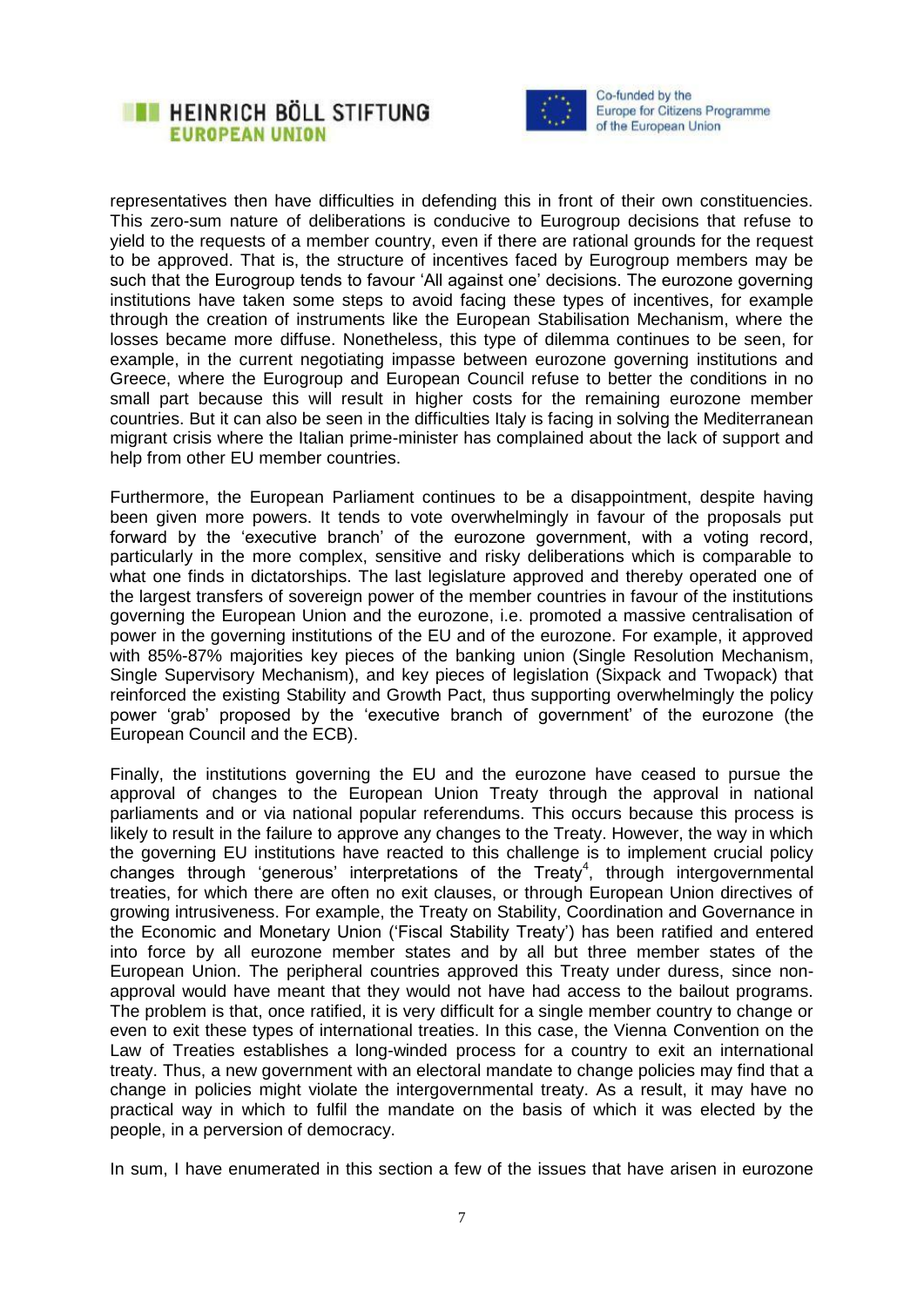representatives then have difficulties in defending this in front of their own constituencies. This zero-sum nature of deliberations is conducive to Eurogroup decisions that refuse to yield to the requests of a member country, even if there are rational grounds for the request to be approved. That is, the structure of incentives faced by Eurogroup members may be such that the Eurogroup tends to favour 'All against one' decisions. The eurozone governing institutions have taken some steps to avoid facing these types of incentives, for example through the creation of instruments like the European Stabilisation Mechanism, where the losses became more diffuse. Nonetheless, this type of dilemma continues to be seen, for example, in the current negotiating impasse between eurozone governing institutions and Greece, where the Eurogroup and European Council refuse to better the conditions in no small part because this will result in higher costs for the remaining eurozone member countries. But it can also be seen in the difficulties Italy is facing in solving the Mediterranean migrant crisis where the Italian prime-minister has complained about the lack of support and help from other EU member countries.

Furthermore, the European Parliament continues to be a disappointment, despite having been given more powers. It tends to vote overwhelmingly in favour of the proposals put forward by the 'executive branch' of the eurozone government, with a voting record, particularly in the more complex, sensitive and risky deliberations which is comparable to what one finds in dictatorships. The last legislature approved and thereby operated one of the largest transfers of sovereign power of the member countries in favour of the institutions governing the European Union and the eurozone, i.e. promoted a massive centralisation of power in the governing institutions of the EU and of the eurozone. For example, it approved with 85%-87% majorities key pieces of the banking union (Single Resolution Mechanism, Single Supervisory Mechanism), and key pieces of legislation (Sixpack and Twopack) that reinforced the existing Stability and Growth Pact, thus supporting overwhelmingly the policy power 'grab' proposed by the 'executive branch of government' of the eurozone (the European Council and the ECB).

Finally, the institutions governing the EU and the eurozone have ceased to pursue the approval of changes to the European Union Treaty through the approval in national parliaments and or via national popular referendums. This occurs because this process is likely to result in the failure to approve any changes to the Treaty. However, the way in which the governing EU institutions have reacted to this challenge is to implement crucial policy changes through 'generous' interpretations of the Treaty[4], through intergovernmental treaties, for which there are often no exit clauses, or through European Union directives of growing intrusiveness. For example, the Treaty on Stability, Coordination and Governance in the Economic and Monetary Union ('Fiscal Stability Treaty') has been ratified and entered into force by all eurozone member states and by all but three member states of the European Union. The peripheral countries approved this Treaty under duress, since non-approval would have meant that they would not have had access to the bailout programs. The problem is that, once ratified, it is very difficult for a single member country to change or even to exit these types of international treaties. In this case, the Vienna Convention on the Law of Treaties establishes a long-winded process for a country to exit an international treaty. Thus, a new government with an electoral mandate to change policies may find that a change in policies might violate the intergovernmental treaty. As a result, it may have no practical way in which to fulfil the mandate on the basis of which it was elected by the people, in a perversion of democracy.

In sum, I have enumerated in this section a few of the issues that have arisen in eurozone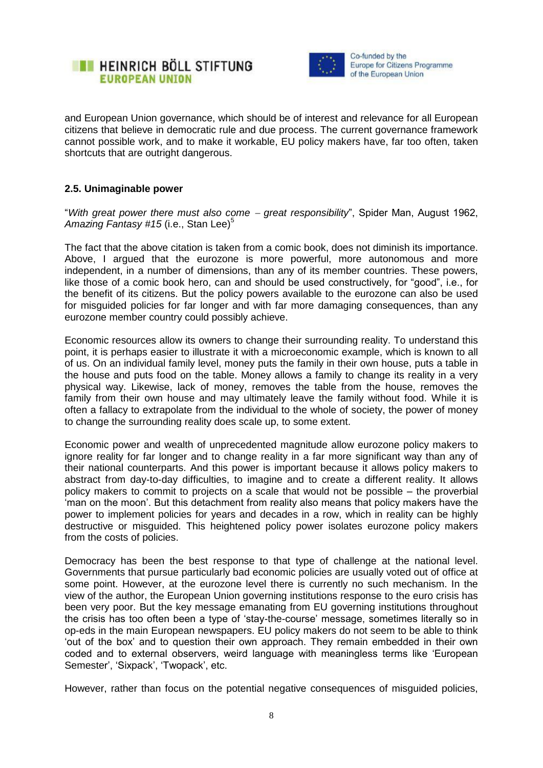and European Union governance, which should be of interest and relevance for all European citizens that believe in democratic rule and due process. The current governance framework cannot possible work, and to make it workable, EU policy makers have, far too often, taken shortcuts that are outright dangerous.

### 2.5. Unimaginable power

"*With great power there must also come – great responsibility*", Spider Man, August 1962, *Amazing Fantasy #15* (i.e., Stan Lee)[5]

The fact that the above citation is taken from a comic book, does not diminish its importance. Above, I argued that the eurozone is more powerful, more autonomous and more independent, in a number of dimensions, than any of its member countries. These powers, like those of a comic book hero, can and should be used constructively, for "good", i.e., for the benefit of its citizens. But the policy powers available to the eurozone can also be used for misguided policies for far longer and with far more damaging consequences, than any eurozone member country could possibly achieve.

Economic resources allow its owners to change their surrounding reality. To understand this point, it is perhaps easier to illustrate it with a microeconomic example, which is known to all of us. On an individual family level, money puts the family in their own house, puts a table in the house and puts food on the table. Money allows a family to change its reality in a very physical way. Likewise, lack of money, removes the table from the house, removes the family from their own house and may ultimately leave the family without food. While it is often a fallacy to extrapolate from the individual to the whole of society, the power of money to change the surrounding reality does scale up, to some extent.

Economic power and wealth of unprecedented magnitude allow eurozone policy makers to ignore reality for far longer and to change reality in a far more significant way than any of their national counterparts. And this power is important because it allows policy makers to abstract from day-to-day difficulties, to imagine and to create a different reality. It allows policy makers to commit to projects on a scale that would not be possible – the proverbial 'man on the moon'. But this detachment from reality also means that policy makers have the power to implement policies for years and decades in a row, which in reality can be highly destructive or misguided. This heightened policy power isolates eurozone policy makers from the costs of policies.

Democracy has been the best response to that type of challenge at the national level. Governments that pursue particularly bad economic policies are usually voted out of office at some point. However, at the eurozone level there is currently no such mechanism. In the view of the author, the European Union governing institutions response to the euro crisis has been very poor. But the key message emanating from EU governing institutions throughout the crisis has too often been a type of 'stay-the-course' message, sometimes literally so in op-eds in the main European newspapers. EU policy makers do not seem to be able to think 'out of the box' and to question their own approach. They remain embedded in their own coded and to external observers, weird language with meaningless terms like 'European Semester', 'Sixpack', 'Twopack', etc.

However, rather than focus on the potential negative consequences of misguided policies,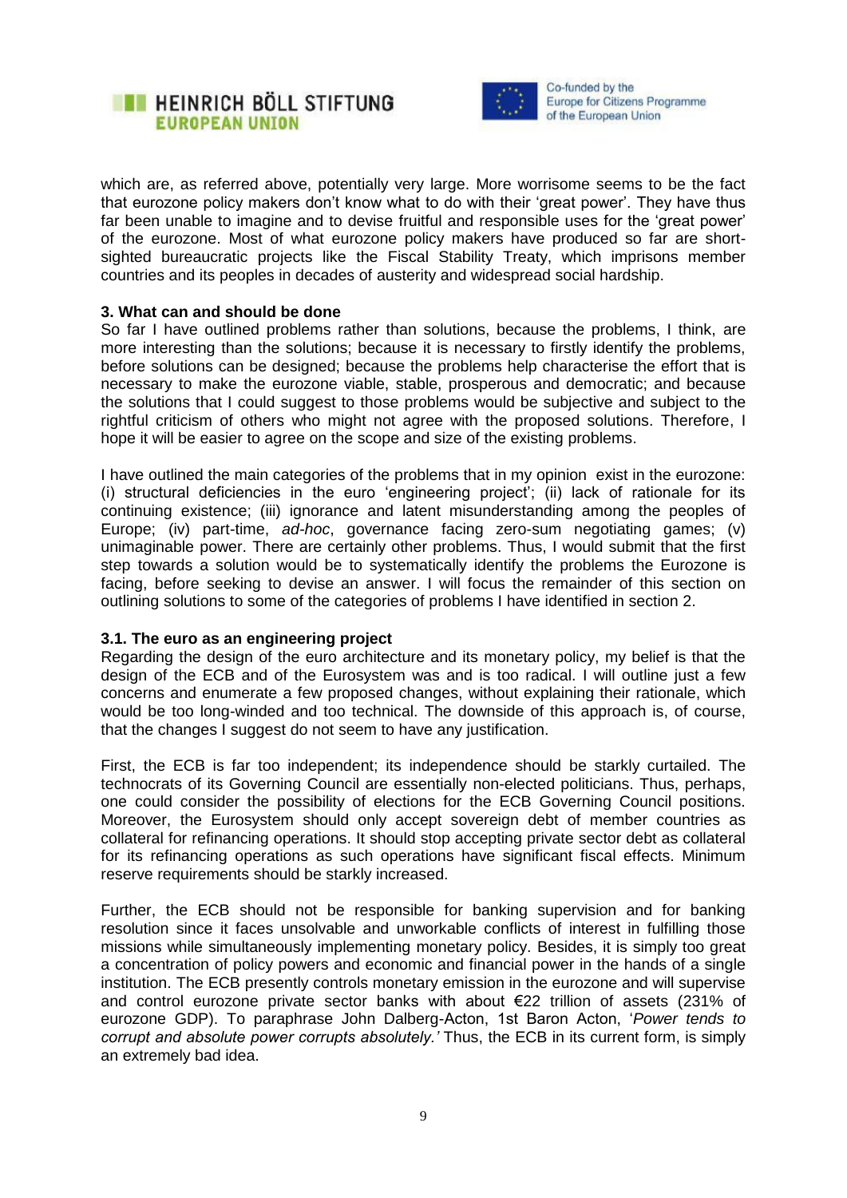which are, as referred above, potentially very large. More worrisome seems to be the fact that eurozone policy makers don't know what to do with their 'great power'. They have thus far been unable to imagine and to devise fruitful and responsible uses for the 'great power' of the eurozone. Most of what eurozone policy makers have produced so far are short-sighted bureaucratic projects like the Fiscal Stability Treaty, which imprisons member countries and its peoples in decades of austerity and widespread social hardship.

### 3. What can and should be done

So far I have outlined problems rather than solutions, because the problems, I think, are more interesting than the solutions; because it is necessary to firstly identify the problems, before solutions can be designed; because the problems help characterise the effort that is necessary to make the eurozone viable, stable, prosperous and democratic; and because the solutions that I could suggest to those problems would be subjective and subject to the rightful criticism of others who might not agree with the proposed solutions. Therefore, I hope it will be easier to agree on the scope and size of the existing problems.

I have outlined the main categories of the problems that in my opinion exist in the eurozone: (i) structural deficiencies in the euro 'engineering project'; (ii) lack of rationale for its continuing existence; (iii) ignorance and latent misunderstanding among the peoples of Europe; (iv) part-time, *ad-hoc*, governance facing zero-sum negotiating games; (v) unimaginable power. There are certainly other problems. Thus, I would submit that the first step towards a solution would be to systematically identify the problems the Eurozone is facing, before seeking to devise an answer. I will focus the remainder of this section on outlining solutions to some of the categories of problems I have identified in section 2.

#### 3.1. The euro as an engineering project

Regarding the design of the euro architecture and its monetary policy, my belief is that the design of the ECB and of the Eurosystem was and is too radical. I will outline just a few concerns and enumerate a few proposed changes, without explaining their rationale, which would be too long-winded and too technical. The downside of this approach is, of course, that the changes I suggest do not seem to have any justification.

First, the ECB is far too independent; its independence should be starkly curtailed. The technocrats of its Governing Council are essentially non-elected politicians. Thus, perhaps, one could consider the possibility of elections for the ECB Governing Council positions. Moreover, the Eurosystem should only accept sovereign debt of member countries as collateral for refinancing operations. It should stop accepting private sector debt as collateral for its refinancing operations as such operations have significant fiscal effects. Minimum reserve requirements should be starkly increased.

Further, the ECB should not be responsible for banking supervision and for banking resolution since it faces unsolvable and unworkable conflicts of interest in fulfilling those missions while simultaneously implementing monetary policy. Besides, it is simply too great a concentration of policy powers and economic and financial power in the hands of a single institution. The ECB presently controls monetary emission in the eurozone and will supervise and control eurozone private sector banks with about €22 trillion of assets (231% of eurozone GDP). To paraphrase John Dalberg-Acton, 1st Baron Acton, '*Power tends to corrupt and absolute power corrupts absolutely.'* Thus, the ECB in its current form, is simply an extremely bad idea.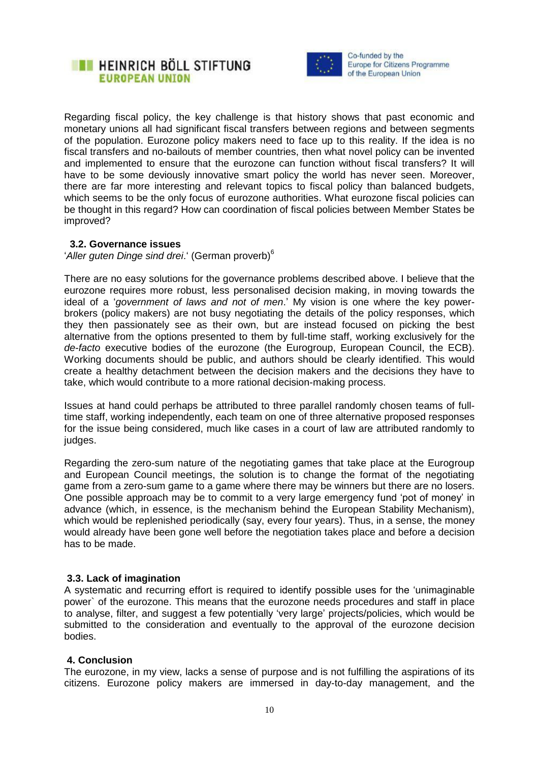Regarding fiscal policy, the key challenge is that history shows that past economic and monetary unions all had significant fiscal transfers between regions and between segments of the population. Eurozone policy makers need to face up to this reality. If the idea is no fiscal transfers and no-bailouts of member countries, then what novel policy can be invented and implemented to ensure that the eurozone can function without fiscal transfers? It will have to be some deviously innovative smart policy the world has never seen. Moreover, there are far more interesting and relevant topics to fiscal policy than balanced budgets, which seems to be the only focus of eurozone authorities. What eurozone fiscal policies can be thought in this regard? How can coordination of fiscal policies between Member States be improved?

### 3.2. Governance issues

'*Aller guten Dinge sind drei*.' (German proverb)[6]

There are no easy solutions for the governance problems described above. I believe that the eurozone requires more robust, less personalised decision making, in moving towards the ideal of a '*government of laws and not of men*.' My vision is one where the key power-brokers (policy makers) are not busy negotiating the details of the policy responses, which they then passionately see as their own, but are instead focused on picking the best alternative from the options presented to them by full-time staff, working exclusively for the *de-facto* executive bodies of the eurozone (the Eurogroup, European Council, the ECB). Working documents should be public, and authors should be clearly identified. This would create a healthy detachment between the decision makers and the decisions they have to take, which would contribute to a more rational decision-making process.

Issues at hand could perhaps be attributed to three parallel randomly chosen teams of full-time staff, working independently, each team on one of three alternative proposed responses for the issue being considered, much like cases in a court of law are attributed randomly to judges.

Regarding the zero-sum nature of the negotiating games that take place at the Eurogroup and European Council meetings, the solution is to change the format of the negotiating game from a zero-sum game to a game where there may be winners but there are no losers. One possible approach may be to commit to a very large emergency fund 'pot of money' in advance (which, in essence, is the mechanism behind the European Stability Mechanism), which would be replenished periodically (say, every four years). Thus, in a sense, the money would already have been gone well before the negotiation takes place and before a decision has to be made.

### 3.3. Lack of imagination

A systematic and recurring effort is required to identify possible uses for the 'unimaginable power` of the eurozone. This means that the eurozone needs procedures and staff in place to analyse, filter, and suggest a few potentially 'very large' projects/policies, which would be submitted to the consideration and eventually to the approval of the eurozone decision bodies.

## 4. Conclusion

The eurozone, in my view, lacks a sense of purpose and is not fulfilling the aspirations of its citizens. Eurozone policy makers are immersed in day-to-day management, and the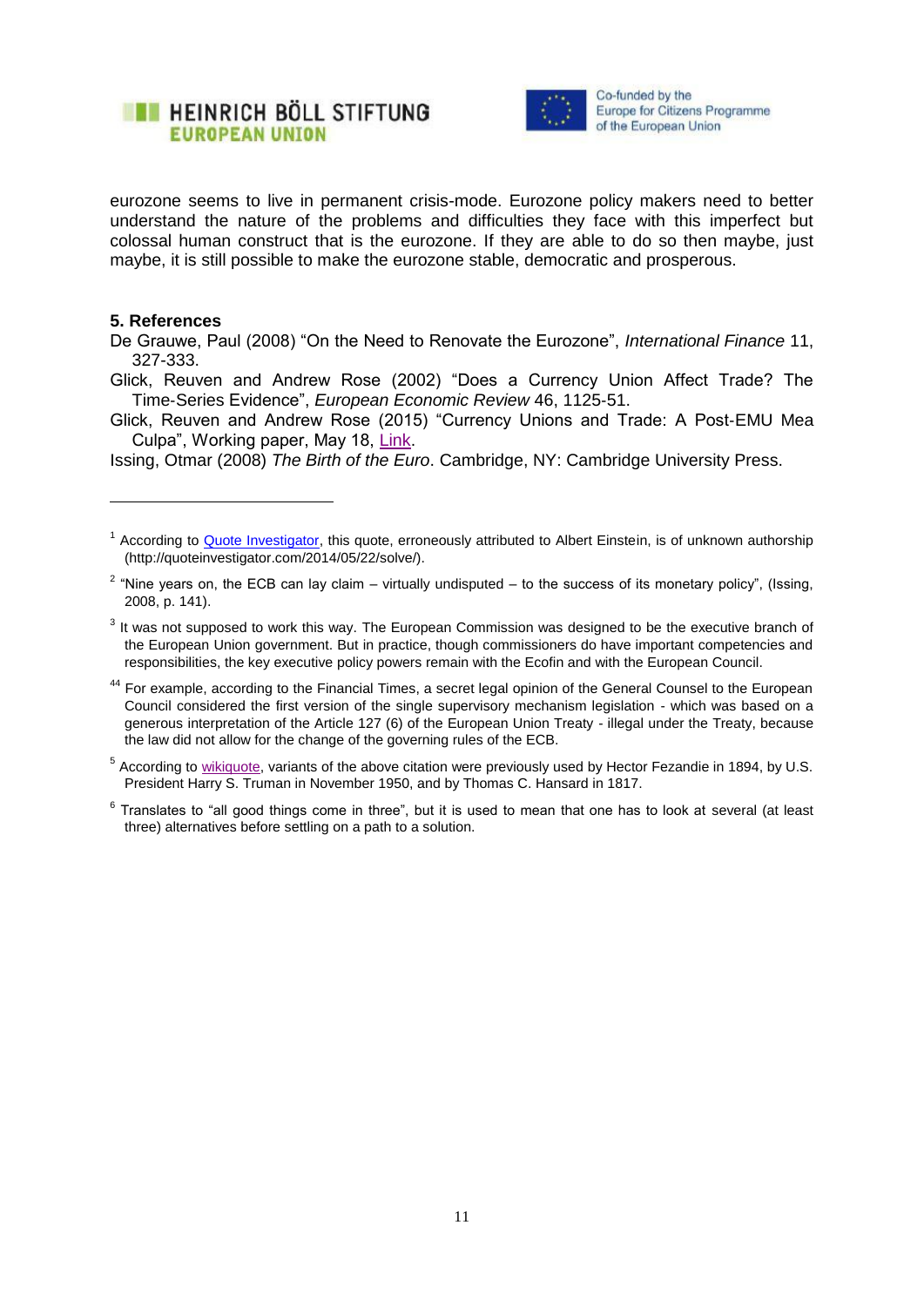eurozone seems to live in permanent crisis-mode. Eurozone policy makers need to better understand the nature of the problems and difficulties they face with this imperfect but colossal human construct that is the eurozone. If they are able to do so then maybe, just maybe, it is still possible to make the eurozone stable, democratic and prosperous.

## 5. References

De Grauwe, Paul (2008) "On the Need to Renovate the Eurozone", *International Finance* 11, 327-333.

Glick, Reuven and Andrew Rose (2002) "Does a Currency Union Affect Trade? The Time-Series Evidence", *European Economic Review* 46, 1125-51.

Glick, Reuven and Andrew Rose (2015) "Currency Unions and Trade: A Post-EMU Mea Culpa", Working paper, May 18, Link.

Issing, Otmar (2008) *The Birth of the Euro*. Cambridge, NY: Cambridge University Press.

---

[1] According to Quote Investigator, this quote, erroneously attributed to Albert Einstein, is of unknown authorship (http://quoteinvestigator.com/2014/05/22/solve/).

[2] "Nine years on, the ECB can lay claim – virtually undisputed – to the success of its monetary policy", (Issing, 2008, p. 141).

[3] It was not supposed to work this way. The European Commission was designed to be the executive branch of the European Union government. But in practice, though commissioners do have important competencies and responsibilities, the key executive policy powers remain with the Ecofin and with the European Council.

[44] For example, according to the Financial Times, a secret legal opinion of the General Counsel to the European Council considered the first version of the single supervisory mechanism legislation - which was based on a generous interpretation of the Article 127 (6) of the European Union Treaty - illegal under the Treaty, because the law did not allow for the change of the governing rules of the ECB.

[5] According to wikiquote, variants of the above citation were previously used by Hector Fezandie in 1894, by U.S. President Harry S. Truman in November 1950, and by Thomas C. Hansard in 1817.

[6] Translates to "all good things come in three", but it is used to mean that one has to look at several (at least three) alternatives before settling on a path to a solution.